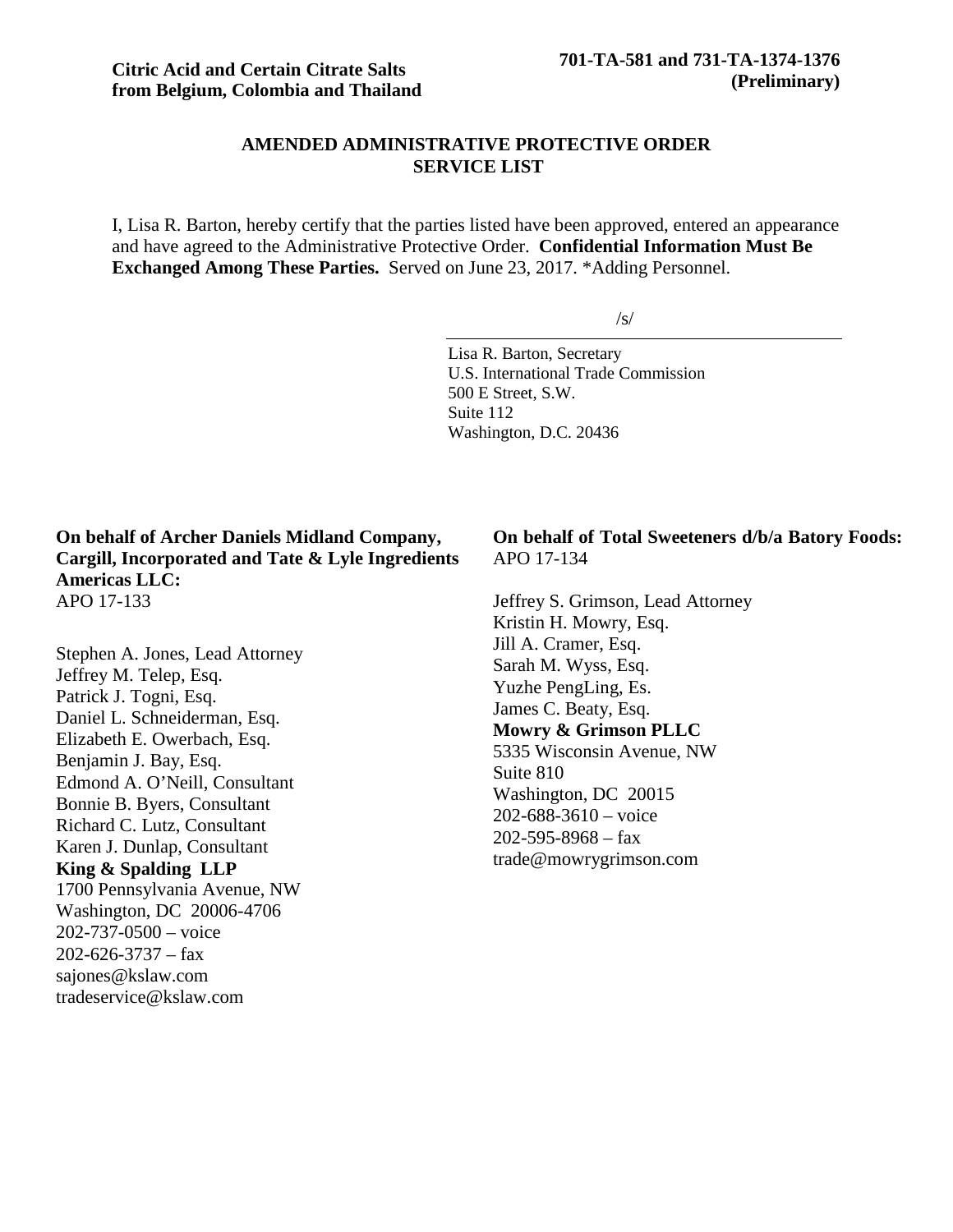**Citric Acid and Certain Citrate Salts from Belgium, Colombia and Thailand**

**701-TA-581 and 731-TA-1374-1376 (Preliminary)**

## AMENDED ADMINISTRATIVE PROTECTIVE ORDER SERVICE LIST

I, Lisa R. Barton, hereby certify that the parties listed have been approved, entered an appearance and have agreed to the Administrative Protective Order. **Confidential Information Must Be Exchanged Among These Parties.** Served on June 23, 2017. *Adding Personnel.

/s/

Lisa R. Barton, Secretary
U.S. International Trade Commission
500 E Street, S.W.
Suite 112
Washington, D.C. 20436

**On behalf of Archer Daniels Midland Company, Cargill, Incorporated and Tate & Lyle Ingredients Americas LLC:**
APO 17-133

Stephen A. Jones, Lead Attorney
Jeffrey M. Telep, Esq.
Patrick J. Togni, Esq.
Daniel L. Schneiderman, Esq.
Elizabeth E. Owerbach, Esq.
Benjamin J. Bay, Esq.
Edmond A. O'Neill, Consultant
Bonnie B. Byers, Consultant
Richard C. Lutz, Consultant
Karen J. Dunlap, Consultant
**King & Spalding LLP**
1700 Pennsylvania Avenue, NW
Washington, DC 20006-4706
202-737-0500 – voice
202-626-3737 – fax
sajones@kslaw.com
tradeservice@kslaw.com

**On behalf of Total Sweeteners d/b/a Batory Foods:**
APO 17-134

Jeffrey S. Grimson, Lead Attorney
Kristin H. Mowry, Esq.
Jill A. Cramer, Esq.
Sarah M. Wyss, Esq.
Yuzhe PengLing, Es.
James C. Beaty, Esq.
**Mowry & Grimson PLLC**
5335 Wisconsin Avenue, NW
Suite 810
Washington, DC 20015
202-688-3610 – voice
202-595-8968 – fax
trade@mowrygrimson.com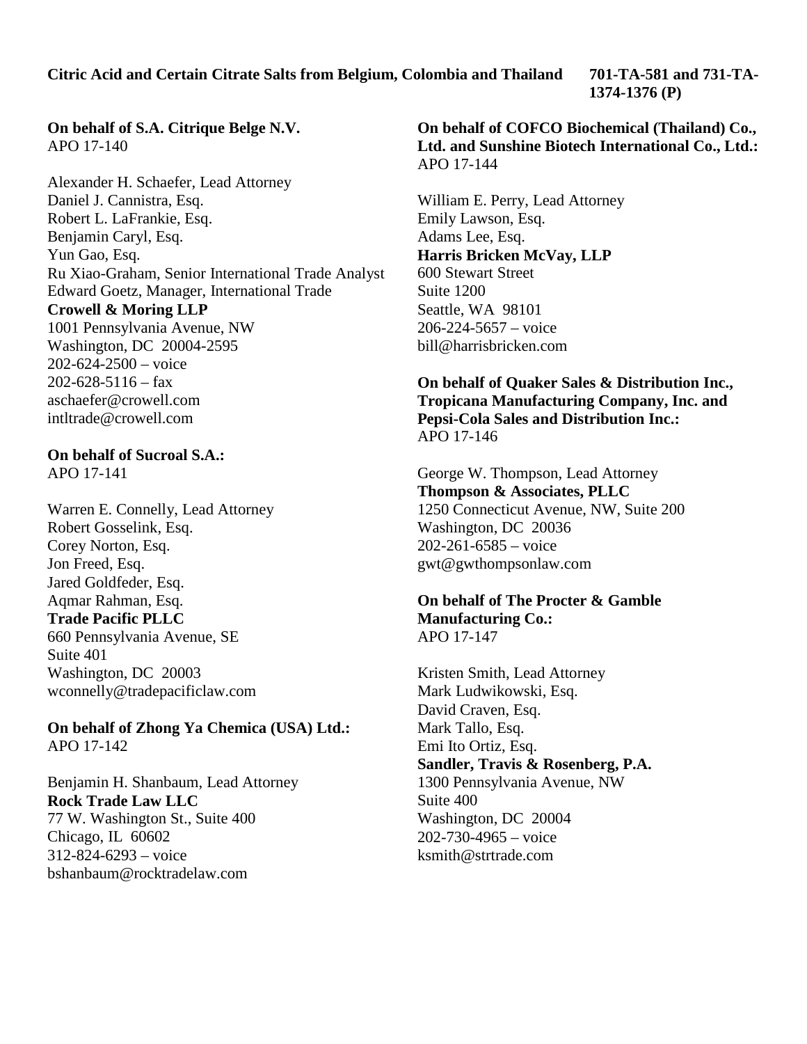**Citric Acid and Certain Citrate Salts from Belgium, Colombia and Thailand 701-TA-581 and 731-TA-1374-1376 (P)**

**On behalf of S.A. Citrique Belge N.V.**
APO 17-140

Alexander H. Schaefer, Lead Attorney
Daniel J. Cannistra, Esq.
Robert L. LaFrankie, Esq.
Benjamin Caryl, Esq.
Yun Gao, Esq.
Ru Xiao-Graham, Senior International Trade Analyst
Edward Goetz, Manager, International Trade
**Crowell & Moring LLP**
1001 Pennsylvania Avenue, NW
Washington, DC 20004-2595
202-624-2500 – voice
202-628-5116 – fax
aschaefer@crowell.com
intltrade@crowell.com

**On behalf of Sucroal S.A.:**
APO 17-141

Warren E. Connelly, Lead Attorney
Robert Gosselink, Esq.
Corey Norton, Esq.
Jon Freed, Esq.
Jared Goldfeder, Esq.
Aqmar Rahman, Esq.
**Trade Pacific PLLC**
660 Pennsylvania Avenue, SE
Suite 401
Washington, DC 20003
wconnelly@tradepacificlaw.com

**On behalf of Zhong Ya Chemica (USA) Ltd.:**
APO 17-142

Benjamin H. Shanbaum, Lead Attorney
**Rock Trade Law LLC**
77 W. Washington St., Suite 400
Chicago, IL 60602
312-824-6293 – voice
bshanbaum@rocktradelaw.com

**On behalf of COFCO Biochemical (Thailand) Co., Ltd. and Sunshine Biotech International Co., Ltd.:**
APO 17-144

William E. Perry, Lead Attorney
Emily Lawson, Esq.
Adams Lee, Esq.
**Harris Bricken McVay, LLP**
600 Stewart Street
Suite 1200
Seattle, WA 98101
206-224-5657 – voice
bill@harrisbricken.com

**On behalf of Quaker Sales & Distribution Inc., Tropicana Manufacturing Company, Inc. and Pepsi-Cola Sales and Distribution Inc.:**
APO 17-146

George W. Thompson, Lead Attorney
**Thompson & Associates, PLLC**
1250 Connecticut Avenue, NW, Suite 200
Washington, DC 20036
202-261-6585 – voice
gwt@gwthompsonlaw.com

**On behalf of The Procter & Gamble Manufacturing Co.:**
APO 17-147

Kristen Smith, Lead Attorney
Mark Ludwikowski, Esq.
David Craven, Esq.
Mark Tallo, Esq.
Emi Ito Ortiz, Esq.
**Sandler, Travis & Rosenberg, P.A.**
1300 Pennsylvania Avenue, NW
Suite 400
Washington, DC 20004
202-730-4965 – voice
ksmith@strtrade.com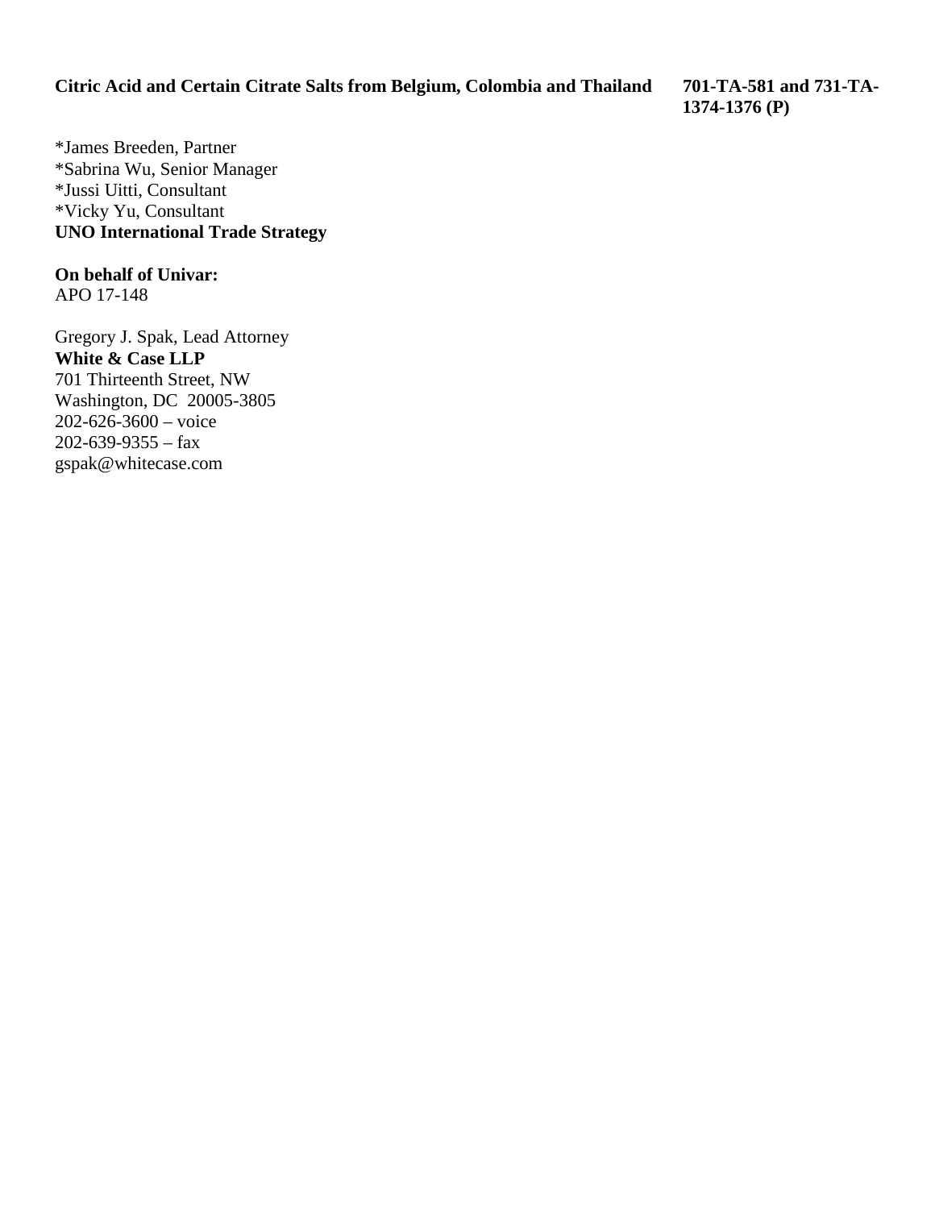**Citric Acid and Certain Citrate Salts from Belgium, Colombia and Thailand** **701-TA-581 and 731-TA-1374-1376 (P)**

*James Breeden, Partner
*Sabrina Wu, Senior Manager
*Jussi Uitti, Consultant
*Vicky Yu, Consultant
**UNO International Trade Strategy**

**On behalf of Univar:**
APO 17-148

Gregory J. Spak, Lead Attorney
**White & Case LLP**
701 Thirteenth Street, NW
Washington, DC 20005-3805
202-626-3600 – voice
202-639-9355 – fax
gspak@whitecase.com